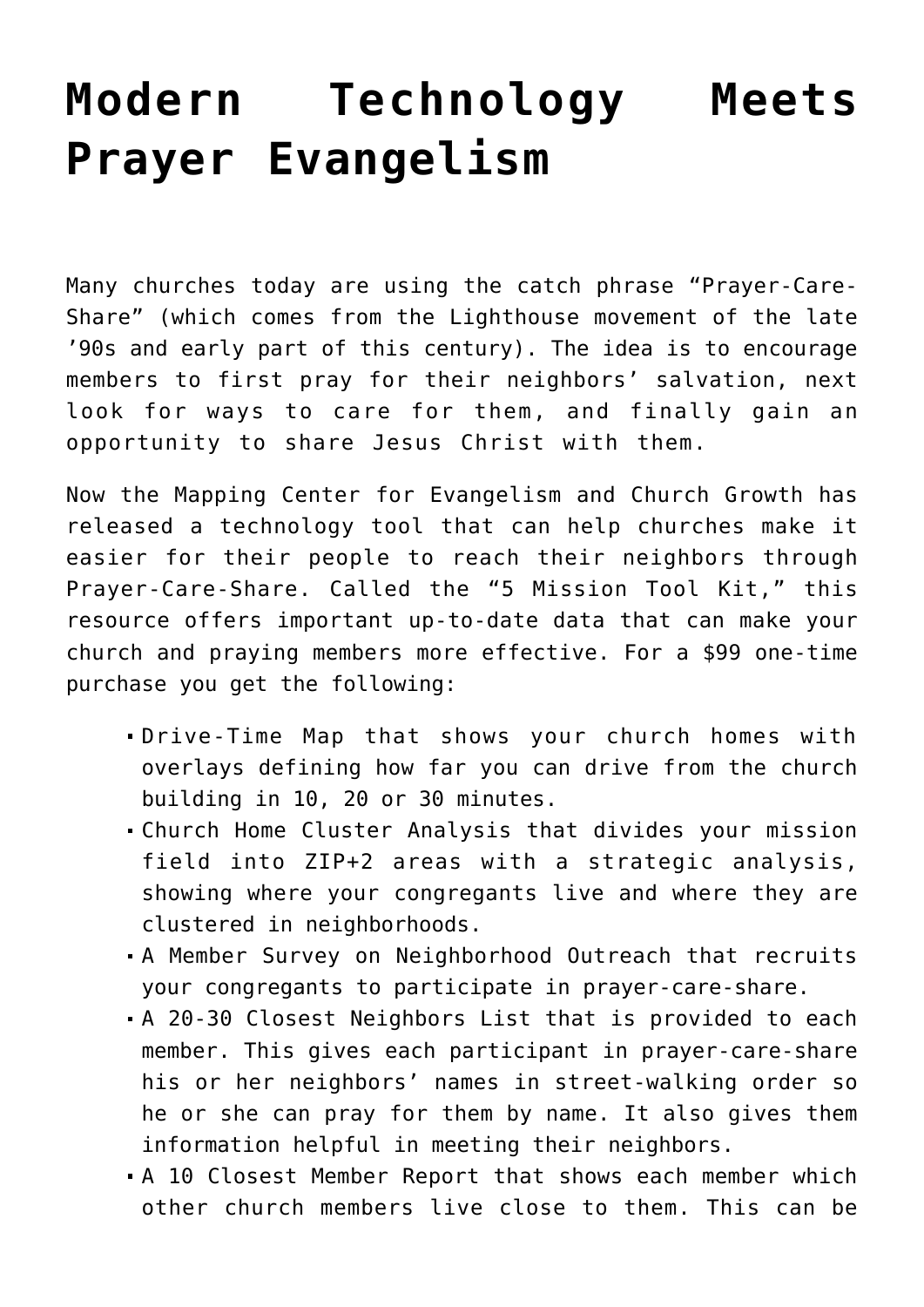# Modern Technology Meets Prayer Evangelism

Many churches today are using the catch phrase "Prayer-Care-Share" (which comes from the Lighthouse movement of the late '90s and early part of this century). The idea is to encourage members to first pray for their neighbors' salvation, next look for ways to care for them, and finally gain an opportunity to share Jesus Christ with them.

Now the Mapping Center for Evangelism and Church Growth has released a technology tool that can help churches make it easier for their people to reach their neighbors through Prayer-Care-Share. Called the "5 Mission Tool Kit," this resource offers important up-to-date data that can make your church and praying members more effective. For a $99 one-time purchase you get the following:

- Drive-Time Map that shows your church homes with overlays defining how far you can drive from the church building in 10, 20 or 30 minutes.
- Church Home Cluster Analysis that divides your mission field into ZIP+2 areas with a strategic analysis, showing where your congregants live and where they are clustered in neighborhoods.
- A Member Survey on Neighborhood Outreach that recruits your congregants to participate in prayer-care-share.
- A 20-30 Closest Neighbors List that is provided to each member. This gives each participant in prayer-care-share his or her neighbors' names in street-walking order so he or she can pray for them by name. It also gives them information helpful in meeting their neighbors.
- A 10 Closest Member Report that shows each member which other church members live close to them. This can be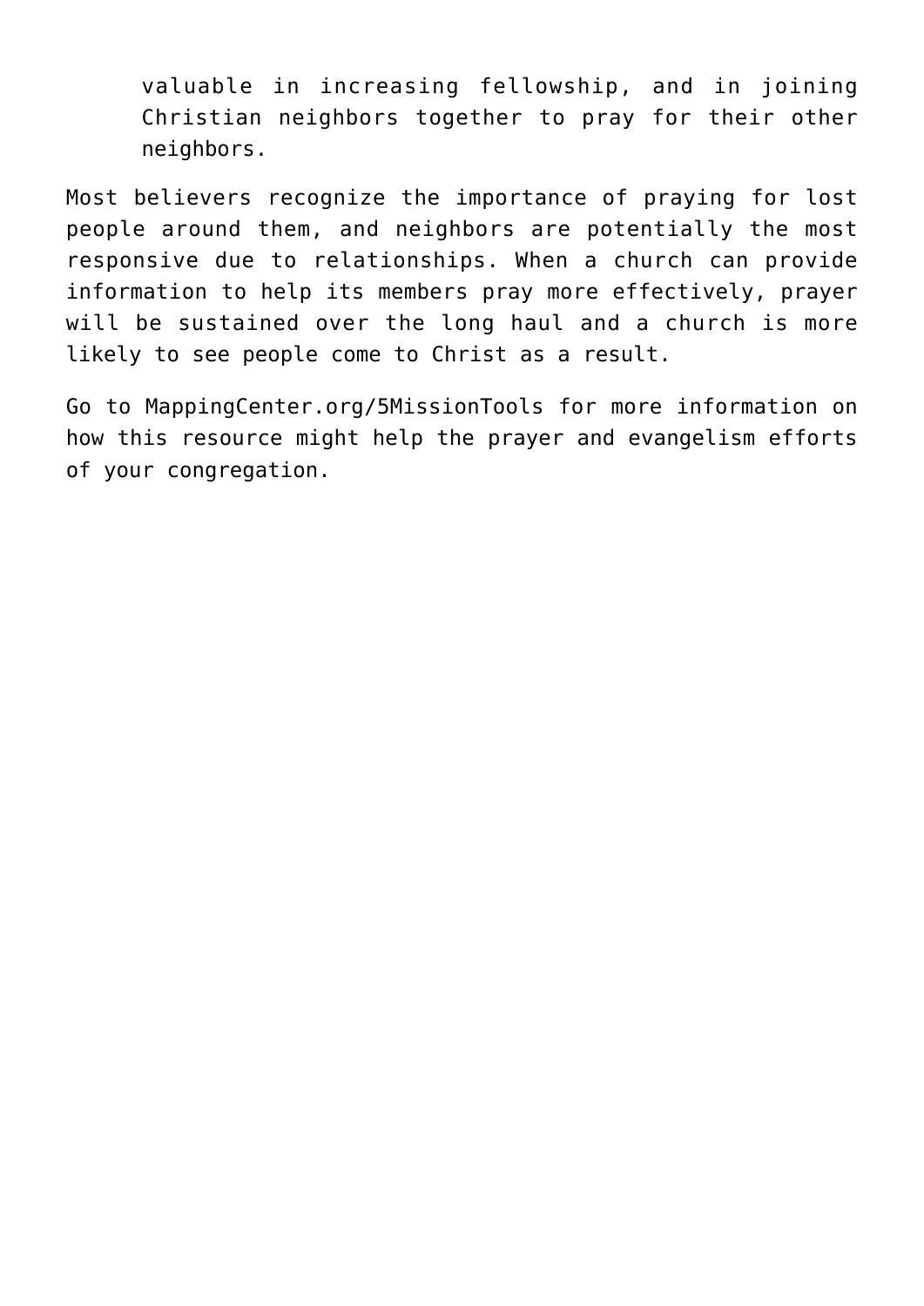valuable in increasing fellowship, and in joining Christian neighbors together to pray for their other neighbors.

Most believers recognize the importance of praying for lost people around them, and neighbors are potentially the most responsive due to relationships. When a church can provide information to help its members pray more effectively, prayer will be sustained over the long haul and a church is more likely to see people come to Christ as a result.

Go to MappingCenter.org/5MissionTools for more information on how this resource might help the prayer and evangelism efforts of your congregation.